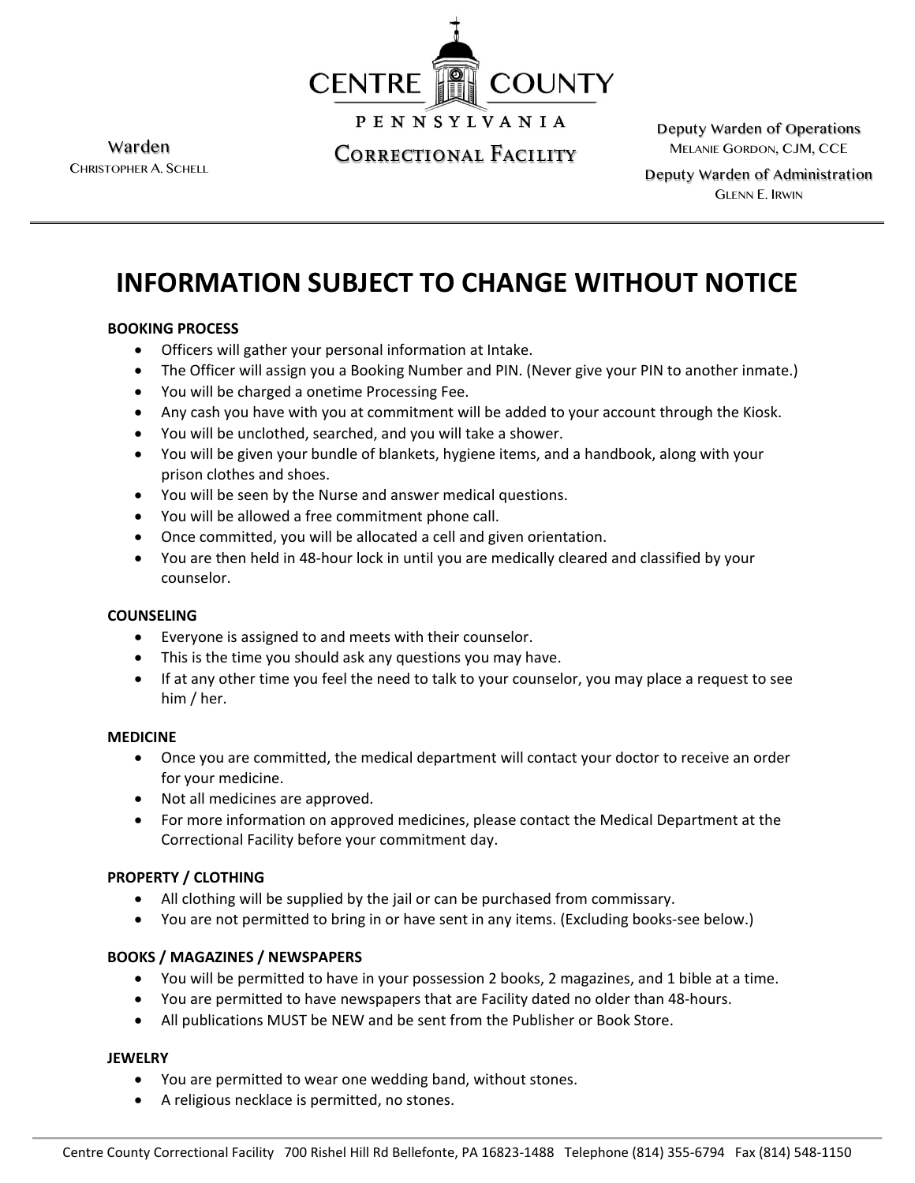CENTRE COUNTY

PENNSYLVANIA

CORRECTIONAL FACILITY

Warden
CHRISTOPHER A. SCHELL

Deputy Warden of Operations
MELANIE GORDON, CJM, CCE

Deputy Warden of Administration
GLENN E. IRWIN

# INFORMATION SUBJECT TO CHANGE WITHOUT NOTICE

**BOOKING PROCESS**

- Officers will gather your personal information at Intake.
- The Officer will assign you a Booking Number and PIN. (Never give your PIN to another inmate.)
- You will be charged a onetime Processing Fee.
- Any cash you have with you at commitment will be added to your account through the Kiosk.
- You will be unclothed, searched, and you will take a shower.
- You will be given your bundle of blankets, hygiene items, and a handbook, along with your prison clothes and shoes.
- You will be seen by the Nurse and answer medical questions.
- You will be allowed a free commitment phone call.
- Once committed, you will be allocated a cell and given orientation.
- You are then held in 48-hour lock in until you are medically cleared and classified by your counselor.

**COUNSELING**

- Everyone is assigned to and meets with their counselor.
- This is the time you should ask any questions you may have.
- If at any other time you feel the need to talk to your counselor, you may place a request to see him / her.

**MEDICINE**

- Once you are committed, the medical department will contact your doctor to receive an order for your medicine.
- Not all medicines are approved.
- For more information on approved medicines, please contact the Medical Department at the Correctional Facility before your commitment day.

**PROPERTY / CLOTHING**

- All clothing will be supplied by the jail or can be purchased from commissary.
- You are not permitted to bring in or have sent in any items. (Excluding books-see below.)

**BOOKS / MAGAZINES / NEWSPAPERS**

- You will be permitted to have in your possession 2 books, 2 magazines, and 1 bible at a time.
- You are permitted to have newspapers that are Facility dated no older than 48-hours.
- All publications MUST be NEW and be sent from the Publisher or Book Store.

**JEWELRY**

- You are permitted to wear one wedding band, without stones.
- A religious necklace is permitted, no stones.

Centre County Correctional Facility 700 Rishel Hill Rd Bellefonte, PA 16823-1488 Telephone (814) 355-6794 Fax (814) 548-1150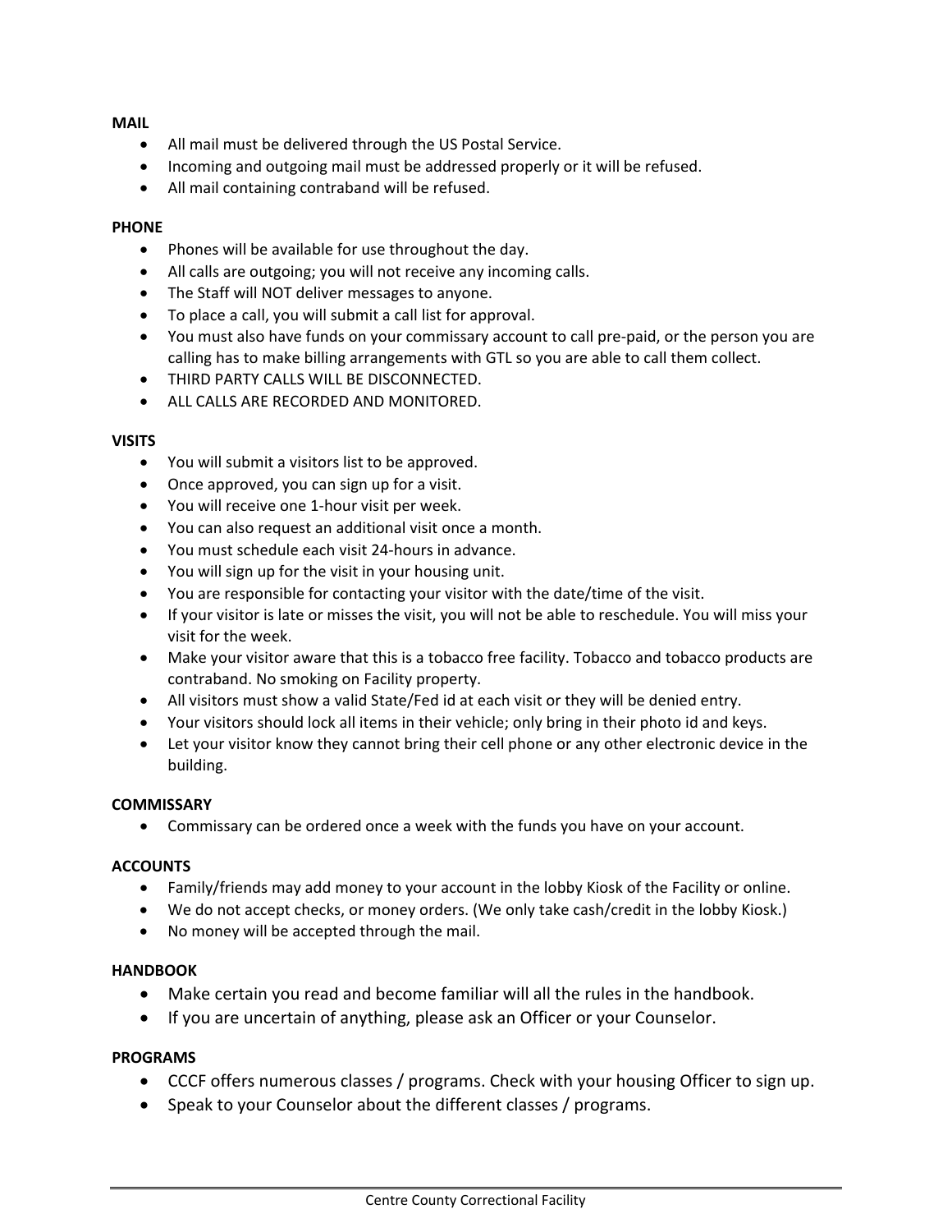**MAIL**

- All mail must be delivered through the US Postal Service.
- Incoming and outgoing mail must be addressed properly or it will be refused.
- All mail containing contraband will be refused.

**PHONE**

- Phones will be available for use throughout the day.
- All calls are outgoing; you will not receive any incoming calls.
- The Staff will NOT deliver messages to anyone.
- To place a call, you will submit a call list for approval.
- You must also have funds on your commissary account to call pre-paid, or the person you are calling has to make billing arrangements with GTL so you are able to call them collect.
- THIRD PARTY CALLS WILL BE DISCONNECTED.
- ALL CALLS ARE RECORDED AND MONITORED.

**VISITS**

- You will submit a visitors list to be approved.
- Once approved, you can sign up for a visit.
- You will receive one 1-hour visit per week.
- You can also request an additional visit once a month.
- You must schedule each visit 24-hours in advance.
- You will sign up for the visit in your housing unit.
- You are responsible for contacting your visitor with the date/time of the visit.
- If your visitor is late or misses the visit, you will not be able to reschedule. You will miss your visit for the week.
- Make your visitor aware that this is a tobacco free facility. Tobacco and tobacco products are contraband. No smoking on Facility property.
- All visitors must show a valid State/Fed id at each visit or they will be denied entry.
- Your visitors should lock all items in their vehicle; only bring in their photo id and keys.
- Let your visitor know they cannot bring their cell phone or any other electronic device in the building.

**COMMISSARY**

- Commissary can be ordered once a week with the funds you have on your account.

**ACCOUNTS**

- Family/friends may add money to your account in the lobby Kiosk of the Facility or online.
- We do not accept checks, or money orders. (We only take cash/credit in the lobby Kiosk.)
- No money will be accepted through the mail.

**HANDBOOK**

- Make certain you read and become familiar will all the rules in the handbook.
- If you are uncertain of anything, please ask an Officer or your Counselor.

**PROGRAMS**

- CCCF offers numerous classes / programs. Check with your housing Officer to sign up.
- Speak to your Counselor about the different classes / programs.